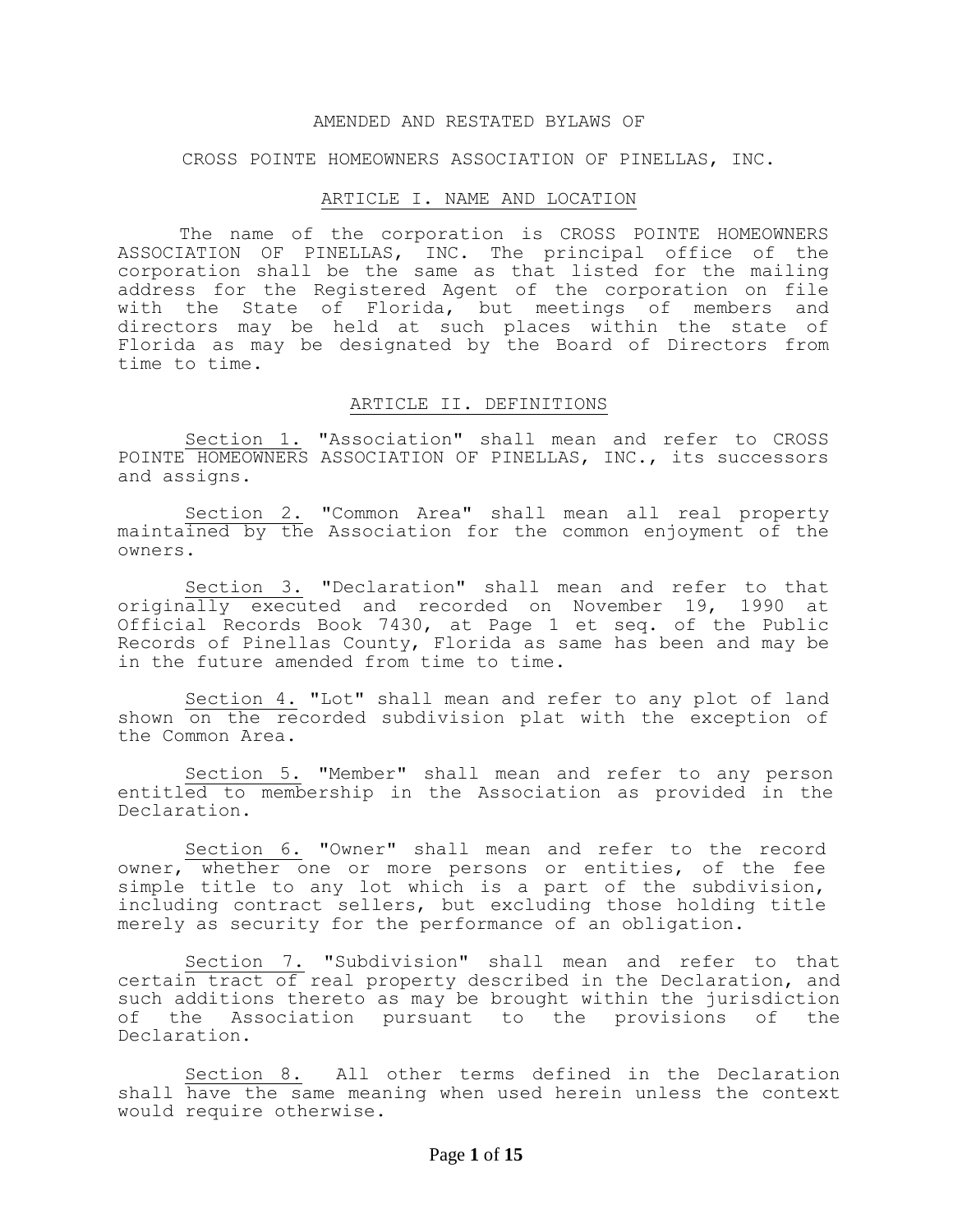# AMENDED AND RESTATED BYLAWS OF

# CROSS POINTE HOMEOWNERS ASSOCIATION OF PINELLAS, INC.

## ARTICLE I. NAME AND LOCATION

The name of the corporation is CROSS POINTE HOMEOWNERS ASSOCIATION OF PINELLAS, INC. The principal office of the corporation shall be the same as that listed for the mailing address for the Registered Agent of the corporation on file with the State of Florida, but meetings of members and directors may be held at such places within the state of Florida as may be designated by the Board of Directors from time to time.

## ARTICLE II. DEFINITIONS

Section 1. "Association" shall mean and refer to CROSS POINTE HOMEOWNERS ASSOCIATION OF PINELLAS, INC., its successors and assigns.

Section 2. "Common Area" shall mean all real property maintained by the Association for the common enjoyment of the owners.

Section 3. "Declaration" shall mean and refer to that originally executed and recorded on November 19, 1990 at Official Records Book 7430, at Page 1 et seq. of the Public Records of Pinellas County, Florida as same has been and may be in the future amended from time to time.

Section 4. "Lot" shall mean and refer to any plot of land shown on the recorded subdivision plat with the exception of the Common Area.

Section 5. "Member" shall mean and refer to any person entitled to membership in the Association as provided in the Declaration.

Section 6. "Owner" shall mean and refer to the record owner, whether one or more persons or entities, of the fee simple title to any lot which is a part of the subdivision, including contract sellers, but excluding those holding title merely as security for the performance of an obligation.

Section 7. "Subdivision" shall mean and refer to that certain tract of real property described in the Declaration, and such additions thereto as may be brought within the jurisdiction of the Association pursuant to the provisions of the Declaration.

Section 8. All other terms defined in the Declaration shall have the same meaning when used herein unless the context would require otherwise.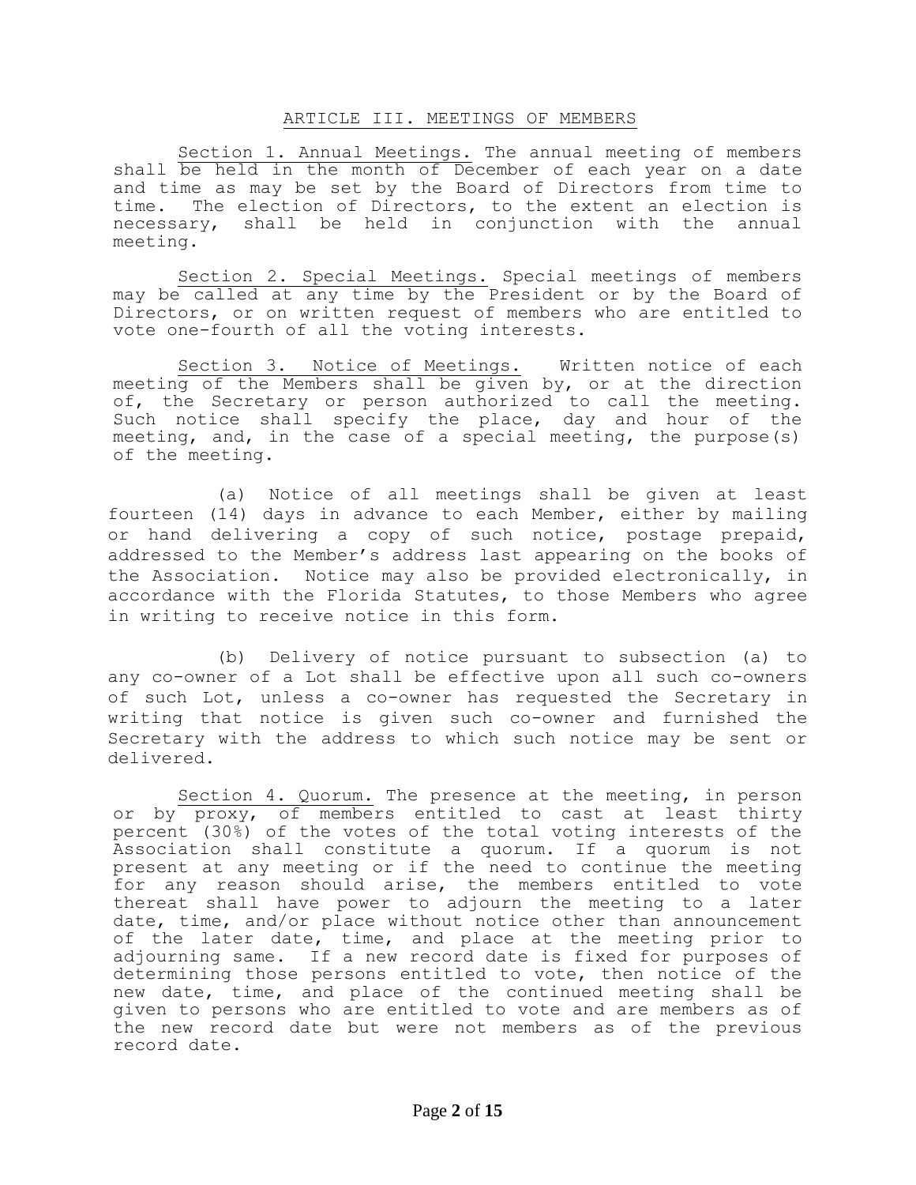## ARTICLE III. MEETINGS OF MEMBERS

Section 1. Annual Meetings. The annual meeting of members shall be held in the month of December of each year on a date and time as may be set by the Board of Directors from time to time. The election of Directors, to the extent an election is necessary, shall be held in conjunction with the annual meeting.

Section 2. Special Meetings. Special meetings of members may be called at any time by the President or by the Board of Directors, or on written request of members who are entitled to vote one-fourth of all the voting interests.

Section 3. Notice of Meetings. Written notice of each meeting of the Members shall be given by, or at the direction of, the Secretary or person authorized to call the meeting. Such notice shall specify the place, day and hour of the meeting, and, in the case of a special meeting, the purpose(s) of the meeting.

(a) Notice of all meetings shall be given at least fourteen (14) days in advance to each Member, either by mailing or hand delivering a copy of such notice, postage prepaid, addressed to the Member's address last appearing on the books of the Association. Notice may also be provided electronically, in accordance with the Florida Statutes, to those Members who agree in writing to receive notice in this form.

(b) Delivery of notice pursuant to subsection (a) to any co-owner of a Lot shall be effective upon all such co-owners of such Lot, unless a co-owner has requested the Secretary in writing that notice is given such co-owner and furnished the Secretary with the address to which such notice may be sent or delivered.

Section 4. Quorum. The presence at the meeting, in person or by proxy, of members entitled to cast at least thirty percent (30%) of the votes of the total voting interests of the Association shall constitute a quorum. If a quorum is not present at any meeting or if the need to continue the meeting for any reason should arise, the members entitled to vote thereat shall have power to adjourn the meeting to a later date, time, and/or place without notice other than announcement of the later date, time, and place at the meeting prior to adjourning same. If a new record date is fixed for purposes of determining those persons entitled to vote, then notice of the new date, time, and place of the continued meeting shall be given to persons who are entitled to vote and are members as of the new record date but were not members as of the previous record date.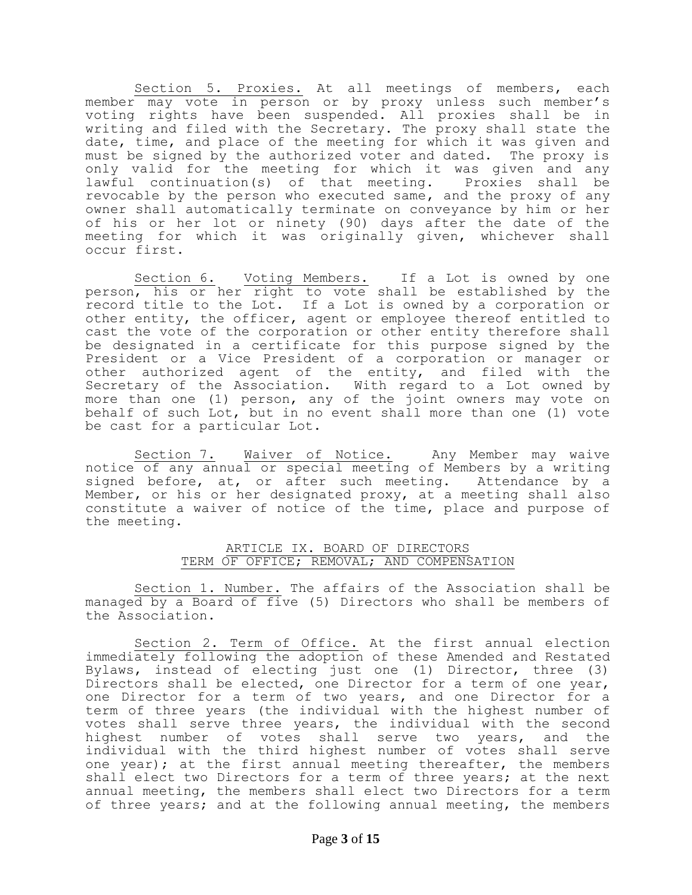Section 5. Proxies. At all meetings of members, each member may vote in person or by proxy unless such member's voting rights have been suspended. All proxies shall be in writing and filed with the Secretary. The proxy shall state the date, time, and place of the meeting for which it was given and must be signed by the authorized voter and dated. The proxy is only valid for the meeting for which it was given and any lawful continuation(s) of that meeting. Proxies shall be revocable by the person who executed same, and the proxy of any owner shall automatically terminate on conveyance by him or her of his or her lot or ninety (90) days after the date of the meeting for which it was originally given, whichever shall occur first.

Section 6. Voting Members. If a Lot is owned by one person, his or her right to vote shall be established by the record title to the Lot. If a Lot is owned by a corporation or other entity, the officer, agent or employee thereof entitled to cast the vote of the corporation or other entity therefore shall be designated in a certificate for this purpose signed by the President or a Vice President of a corporation or manager or other authorized agent of the entity, and filed with the Secretary of the Association. With regard to a Lot owned by more than one (1) person, any of the joint owners may vote on behalf of such Lot, but in no event shall more than one (1) vote be cast for a particular Lot.

Section 7. Waiver of Notice. Any Member may waive notice of any annual or special meeting of Members by a writing signed before, at, or after such meeting. Attendance by a Member, or his or her designated proxy, at a meeting shall also constitute a waiver of notice of the time, place and purpose of the meeting.

## ARTICLE IX. BOARD OF DIRECTORS TERM OF OFFICE; REMOVAL; AND COMPENSATION

Section 1. Number. The affairs of the Association shall be managed by a Board of five (5) Directors who shall be members of the Association.

Section 2. Term of Office. At the first annual election immediately following the adoption of these Amended and Restated Bylaws, instead of electing just one (1) Director, three (3) Directors shall be elected, one Director for a term of one year, one Director for a term of two years, and one Director for a term of three years (the individual with the highest number of votes shall serve three years, the individual with the second highest number of votes shall serve two years, and the individual with the third highest number of votes shall serve one year); at the first annual meeting thereafter, the members shall elect two Directors for a term of three years; at the next annual meeting, the members shall elect two Directors for a term of three years; and at the following annual meeting, the members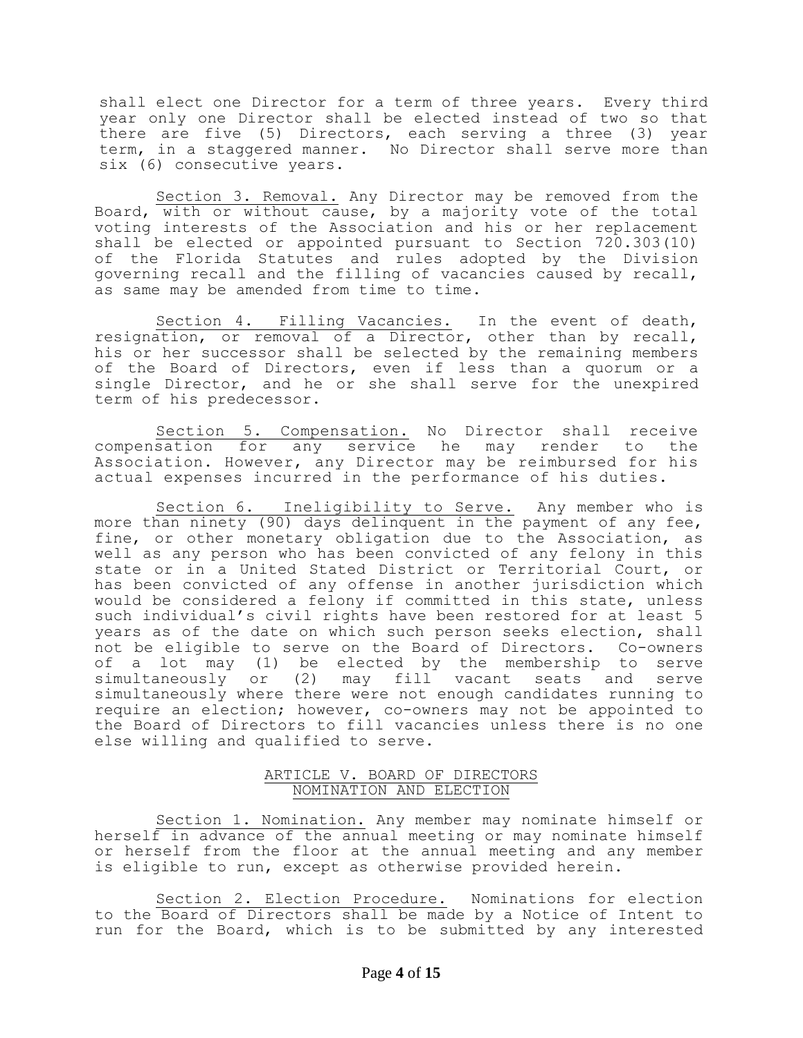shall elect one Director for a term of three years. Every third year only one Director shall be elected instead of two so that there are five (5) Directors, each serving a three (3) year term, in a staggered manner. No Director shall serve more than six (6) consecutive years.

<u>Section 3. Removal.</u> Any Director may be removed from the Board, with or without cause, by a majority vote of the total voting interests of the Association and his or her replacement shall be elected or appointed pursuant to Section 720.303(10) of the Florida Statutes and rules adopted by the Division governing recall and the filling of vacancies caused by recall, as same may be amended from time to time.

<u>Section 4. Filling Vacancies.</u> In the event of death, resignation, or removal of a Director, other than by recall, his or her successor shall be selected by the remaining members of the Board of Directors, even if less than a quorum or a single Director, and he or she shall serve for the unexpired term of his predecessor.

<u>Section 5. Compensation.</u> No Director shall receive compensation for any service he may render to the Association. However, any Director may be reimbursed for his actual expenses incurred in the performance of his duties.

<u>Section 6. Ineligibility to Serve.</u> Any member who is more than ninety (90) days delinquent in the payment of any fee, fine, or other monetary obligation due to the Association, as well as any person who has been convicted of any felony in this state or in a United Stated District or Territorial Court, or has been convicted of any offense in another jurisdiction which would be considered a felony if committed in this state, unless such individual's civil rights have been restored for at least 5 years as of the date on which such person seeks election, shall not be eligible to serve on the Board of Directors. Co-owners of a lot may (1) be elected by the membership to serve simultaneously or (2) may fill vacant seats and serve simultaneously where there were not enough candidates running to require an election; however, co-owners may not be appointed to the Board of Directors to fill vacancies unless there is no one else willing and qualified to serve.

## ARTICLE V. BOARD OF DIRECTORS NOMINATION AND ELECTION

<u>Section 1. Nomination.</u> Any member may nominate himself or herself in advance of the annual meeting or may nominate himself or herself from the floor at the annual meeting and any member is eligible to run, except as otherwise provided herein.

<u>Section 2. Election Procedure.</u> Nominations for election to the Board of Directors shall be made by a Notice of Intent to run for the Board, which is to be submitted by any interested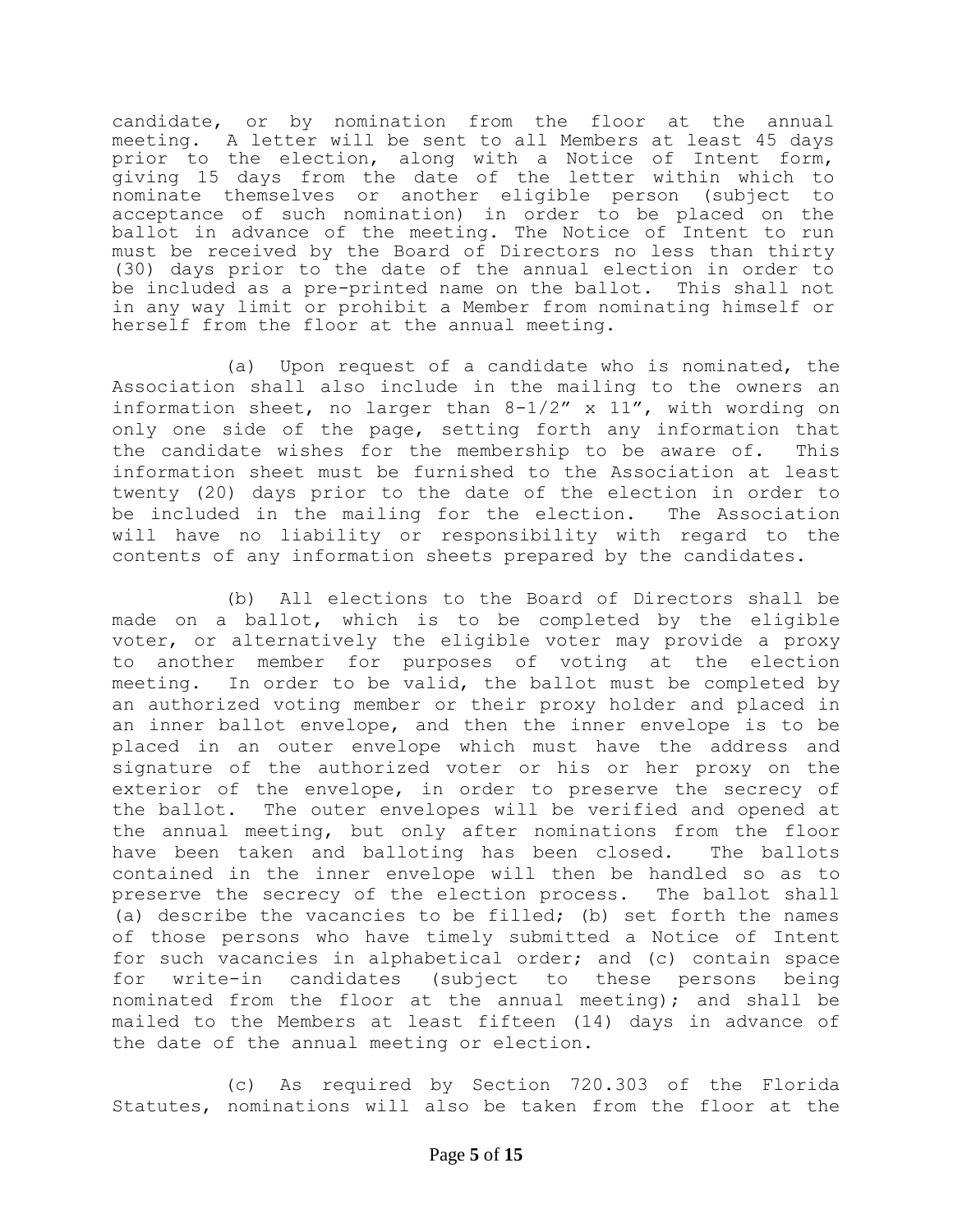candidate, or by nomination from the floor at the annual meeting. A letter will be sent to all Members at least 45 days prior to the election, along with a Notice of Intent form, giving 15 days from the date of the letter within which to nominate themselves or another eligible person (subject to acceptance of such nomination) in order to be placed on the ballot in advance of the meeting. The Notice of Intent to run must be received by the Board of Directors no less than thirty (30) days prior to the date of the annual election in order to be included as a pre-printed name on the ballot. This shall not in any way limit or prohibit a Member from nominating himself or herself from the floor at the annual meeting.

(a) Upon request of a candidate who is nominated, the Association shall also include in the mailing to the owners an information sheet, no larger than 8-1/2" x 11", with wording on only one side of the page, setting forth any information that the candidate wishes for the membership to be aware of. This information sheet must be furnished to the Association at least twenty (20) days prior to the date of the election in order to be included in the mailing for the election. The Association will have no liability or responsibility with regard to the contents of any information sheets prepared by the candidates.

(b) All elections to the Board of Directors shall be made on a ballot, which is to be completed by the eligible voter, or alternatively the eligible voter may provide a proxy to another member for purposes of voting at the election meeting. In order to be valid, the ballot must be completed by an authorized voting member or their proxy holder and placed in an inner ballot envelope, and then the inner envelope is to be placed in an outer envelope which must have the address and signature of the authorized voter or his or her proxy on the exterior of the envelope, in order to preserve the secrecy of the ballot. The outer envelopes will be verified and opened at the annual meeting, but only after nominations from the floor have been taken and balloting has been closed. The ballots contained in the inner envelope will then be handled so as to preserve the secrecy of the election process. The ballot shall (a) describe the vacancies to be filled; (b) set forth the names of those persons who have timely submitted a Notice of Intent for such vacancies in alphabetical order; and (c) contain space for write-in candidates (subject to these persons being nominated from the floor at the annual meeting); and shall be mailed to the Members at least fifteen (14) days in advance of the date of the annual meeting or election.

(c) As required by Section 720.303 of the Florida Statutes, nominations will also be taken from the floor at the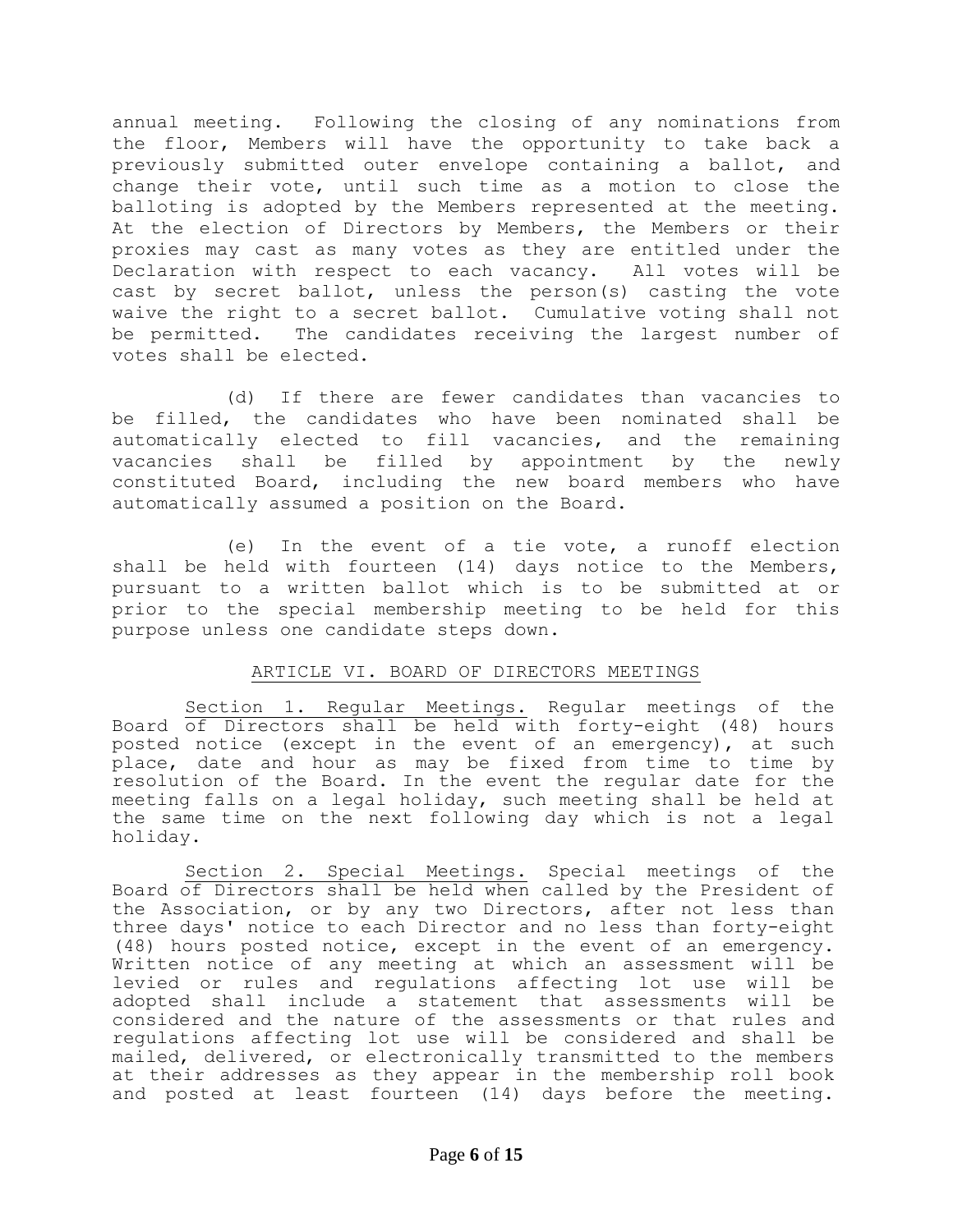annual meeting. Following the closing of any nominations from the floor, Members will have the opportunity to take back a previously submitted outer envelope containing a ballot, and change their vote, until such time as a motion to close the balloting is adopted by the Members represented at the meeting. At the election of Directors by Members, the Members or their proxies may cast as many votes as they are entitled under the Declaration with respect to each vacancy. All votes will be cast by secret ballot, unless the person(s) casting the vote waive the right to a secret ballot. Cumulative voting shall not be permitted. The candidates receiving the largest number of votes shall be elected.

(d) If there are fewer candidates than vacancies to be filled, the candidates who have been nominated shall be automatically elected to fill vacancies, and the remaining vacancies shall be filled by appointment by the newly constituted Board, including the new board members who have automatically assumed a position on the Board.

(e) In the event of a tie vote, a runoff election shall be held with fourteen (14) days notice to the Members, pursuant to a written ballot which is to be submitted at or prior to the special membership meeting to be held for this purpose unless one candidate steps down.

## ARTICLE VI. BOARD OF DIRECTORS MEETINGS

Section 1. Regular Meetings. Regular meetings of the Board of Directors shall be held with forty-eight (48) hours posted notice (except in the event of an emergency), at such place, date and hour as may be fixed from time to time by resolution of the Board. In the event the regular date for the meeting falls on a legal holiday, such meeting shall be held at the same time on the next following day which is not a legal holiday.

Section 2. Special Meetings. Special meetings of the Board of Directors shall be held when called by the President of the Association, or by any two Directors, after not less than three days' notice to each Director and no less than forty-eight (48) hours posted notice, except in the event of an emergency. Written notice of any meeting at which an assessment will be levied or rules and regulations affecting lot use will be adopted shall include a statement that assessments will be considered and the nature of the assessments or that rules and regulations affecting lot use will be considered and shall be mailed, delivered, or electronically transmitted to the members at their addresses as they appear in the membership roll book and posted at least fourteen (14) days before the meeting.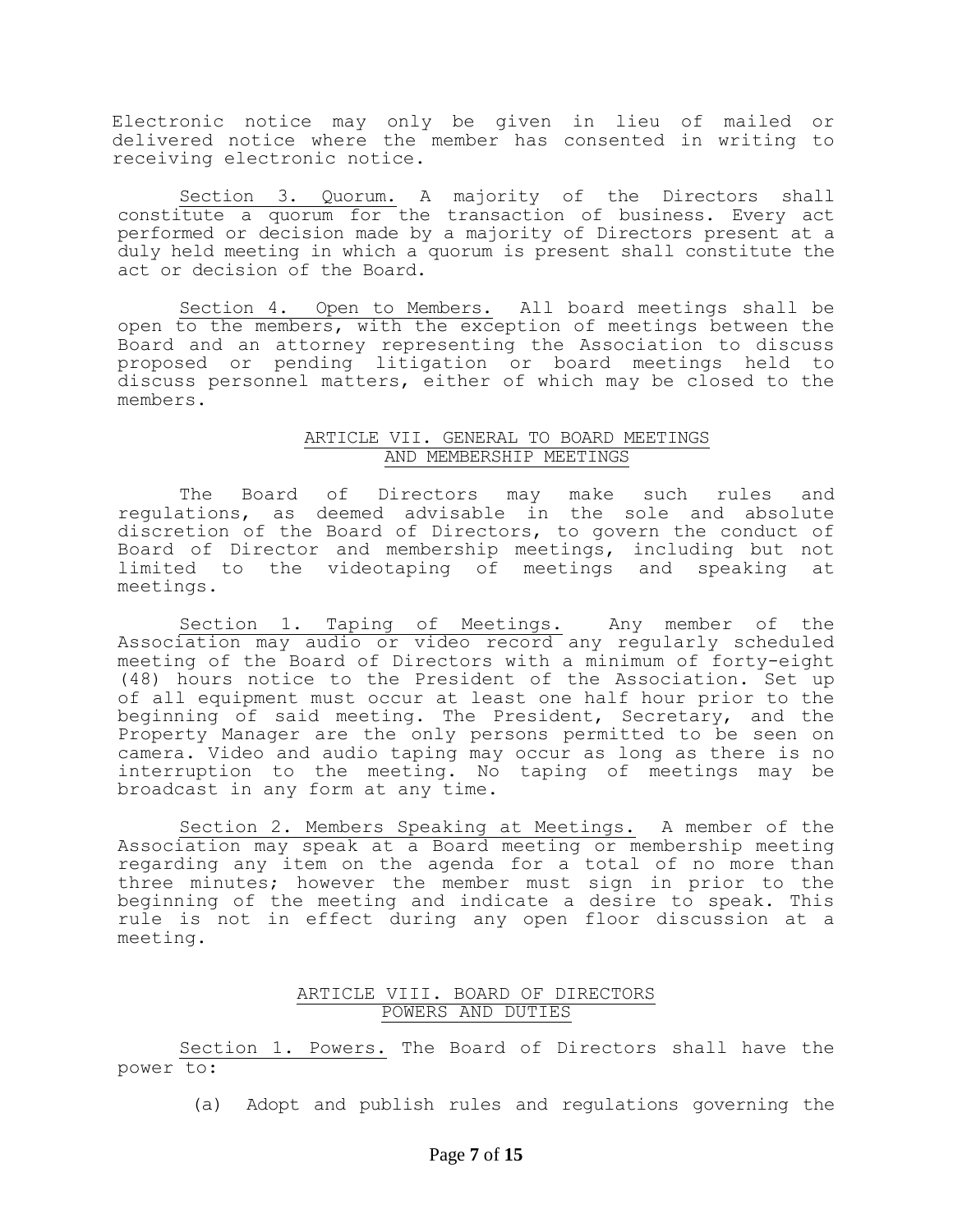Electronic notice may only be given in lieu of mailed or delivered notice where the member has consented in writing to receiving electronic notice.

Section 3. Quorum. A majority of the Directors shall constitute a quorum for the transaction of business. Every act performed or decision made by a majority of Directors present at a duly held meeting in which a quorum is present shall constitute the act or decision of the Board.

Section 4. Open to Members. All board meetings shall be open to the members, with the exception of meetings between the Board and an attorney representing the Association to discuss proposed or pending litigation or board meetings held to discuss personnel matters, either of which may be closed to the members.

## ARTICLE VII. GENERAL TO BOARD MEETINGS AND MEMBERSHIP MEETINGS

The Board of Directors may make such rules and regulations, as deemed advisable in the sole and absolute discretion of the Board of Directors, to govern the conduct of Board of Director and membership meetings, including but not limited to the videotaping of meetings and speaking at meetings.

Section 1. Taping of Meetings. Any member of the Association may audio or video record any regularly scheduled meeting of the Board of Directors with a minimum of forty-eight (48) hours notice to the President of the Association. Set up of all equipment must occur at least one half hour prior to the beginning of said meeting. The President, Secretary, and the Property Manager are the only persons permitted to be seen on camera. Video and audio taping may occur as long as there is no interruption to the meeting. No taping of meetings may be broadcast in any form at any time.

Section 2. Members Speaking at Meetings. A member of the Association may speak at a Board meeting or membership meeting regarding any item on the agenda for a total of no more than three minutes; however the member must sign in prior to the beginning of the meeting and indicate a desire to speak. This rule is not in effect during any open floor discussion at a meeting.

## ARTICLE VIII. BOARD OF DIRECTORS POWERS AND DUTIES

Section 1. Powers. The Board of Directors shall have the power to:

(a) Adopt and publish rules and regulations governing the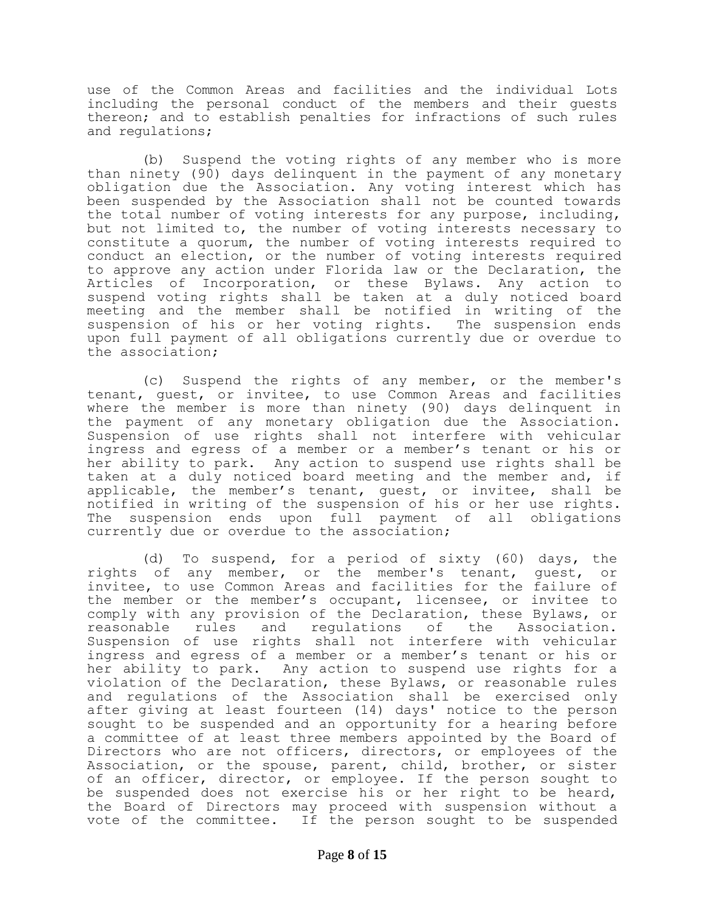use of the Common Areas and facilities and the individual Lots including the personal conduct of the members and their guests thereon; and to establish penalties for infractions of such rules and regulations;

(b) Suspend the voting rights of any member who is more than ninety (90) days delinquent in the payment of any monetary obligation due the Association. Any voting interest which has been suspended by the Association shall not be counted towards the total number of voting interests for any purpose, including, but not limited to, the number of voting interests necessary to constitute a quorum, the number of voting interests required to conduct an election, or the number of voting interests required to approve any action under Florida law or the Declaration, the Articles of Incorporation, or these Bylaws. Any action to suspend voting rights shall be taken at a duly noticed board meeting and the member shall be notified in writing of the suspension of his or her voting rights. The suspension ends upon full payment of all obligations currently due or overdue to the association;

(c) Suspend the rights of any member, or the member's tenant, guest, or invitee, to use Common Areas and facilities where the member is more than ninety (90) days delinquent in the payment of any monetary obligation due the Association. Suspension of use rights shall not interfere with vehicular ingress and egress of a member or a member's tenant or his or her ability to park. Any action to suspend use rights shall be taken at a duly noticed board meeting and the member and, if applicable, the member's tenant, guest, or invitee, shall be notified in writing of the suspension of his or her use rights. The suspension ends upon full payment of all obligations currently due or overdue to the association;

(d) To suspend, for a period of sixty (60) days, the rights of any member, or the member's tenant, guest, or invitee, to use Common Areas and facilities for the failure of the member or the member's occupant, licensee, or invitee to comply with any provision of the Declaration, these Bylaws, or reasonable rules and regulations of the Association. Suspension of use rights shall not interfere with vehicular ingress and egress of a member or a member's tenant or his or her ability to park. Any action to suspend use rights for a violation of the Declaration, these Bylaws, or reasonable rules and regulations of the Association shall be exercised only after giving at least fourteen (14) days' notice to the person sought to be suspended and an opportunity for a hearing before a committee of at least three members appointed by the Board of Directors who are not officers, directors, or employees of the Association, or the spouse, parent, child, brother, or sister of an officer, director, or employee. If the person sought to be suspended does not exercise his or her right to be heard, the Board of Directors may proceed with suspension without a vote of the committee. If the person sought to be suspended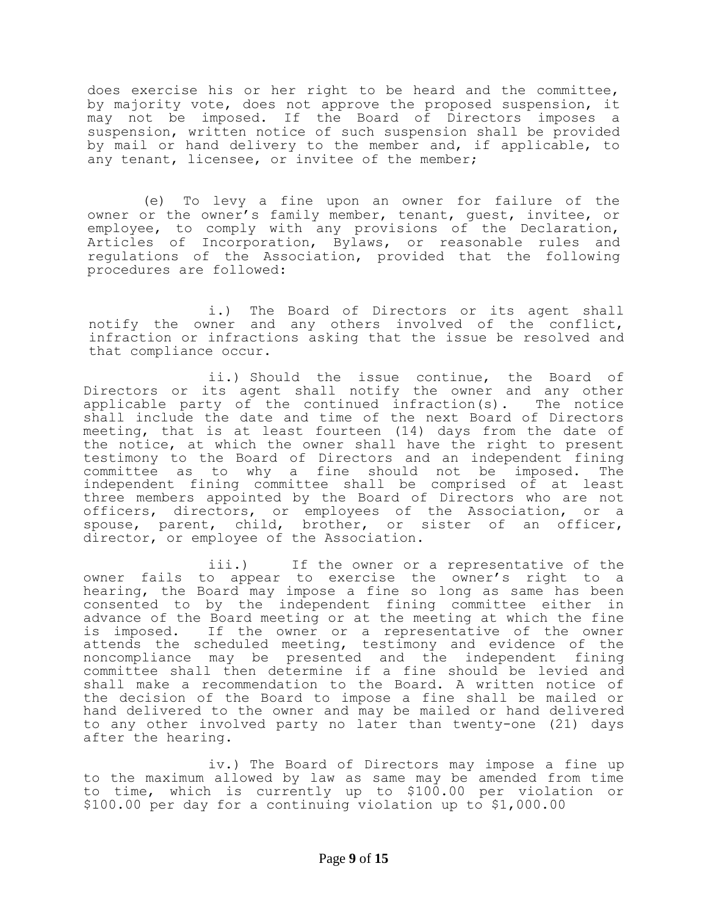does exercise his or her right to be heard and the committee, by majority vote, does not approve the proposed suspension, it may not be imposed. If the Board of Directors imposes a suspension, written notice of such suspension shall be provided by mail or hand delivery to the member and, if applicable, to any tenant, licensee, or invitee of the member;

(e) To levy a fine upon an owner for failure of the owner or the owner's family member, tenant, guest, invitee, or employee, to comply with any provisions of the Declaration, Articles of Incorporation, Bylaws, or reasonable rules and regulations of the Association, provided that the following procedures are followed:

i.) The Board of Directors or its agent shall notify the owner and any others involved of the conflict, infraction or infractions asking that the issue be resolved and that compliance occur.

ii.) Should the issue continue, the Board of Directors or its agent shall notify the owner and any other applicable party of the continued infraction(s). The notice shall include the date and time of the next Board of Directors meeting, that is at least fourteen (14) days from the date of the notice, at which the owner shall have the right to present testimony to the Board of Directors and an independent fining committee as to why a fine should not be imposed. The independent fining committee shall be comprised of at least three members appointed by the Board of Directors who are not officers, directors, or employees of the Association, or a spouse, parent, child, brother, or sister of an officer, director, or employee of the Association.

iii.) If the owner or a representative of the owner fails to appear to exercise the owner's right to a hearing, the Board may impose a fine so long as same has been consented to by the independent fining committee either in advance of the Board meeting or at the meeting at which the fine is imposed. If the owner or a representative of the owner attends the scheduled meeting, testimony and evidence of the noncompliance may be presented and the independent fining committee shall then determine if a fine should be levied and shall make a recommendation to the Board. A written notice of the decision of the Board to impose a fine shall be mailed or hand delivered to the owner and may be mailed or hand delivered to any other involved party no later than twenty-one (21) days after the hearing.

iv.) The Board of Directors may impose a fine up to the maximum allowed by law as same may be amended from time to time, which is currently up to $100.00 per violation or $100.00 per day for a continuing violation up to $1,000.00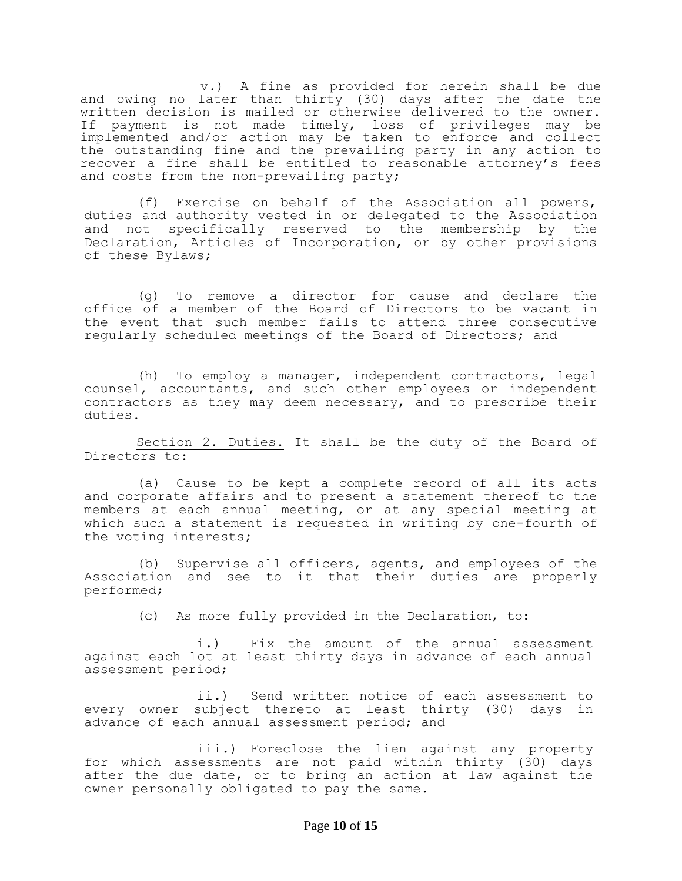v.) A fine as provided for herein shall be due and owing no later than thirty (30) days after the date the written decision is mailed or otherwise delivered to the owner. If payment is not made timely, loss of privileges may be implemented and/or action may be taken to enforce and collect the outstanding fine and the prevailing party in any action to recover a fine shall be entitled to reasonable attorney's fees and costs from the non-prevailing party;

(f) Exercise on behalf of the Association all powers, duties and authority vested in or delegated to the Association and not specifically reserved to the membership by the Declaration, Articles of Incorporation, or by other provisions of these Bylaws;

(g) To remove a director for cause and declare the office of a member of the Board of Directors to be vacant in the event that such member fails to attend three consecutive regularly scheduled meetings of the Board of Directors; and

(h) To employ a manager, independent contractors, legal counsel, accountants, and such other employees or independent contractors as they may deem necessary, and to prescribe their duties.

Section 2. Duties. It shall be the duty of the Board of Directors to:

(a) Cause to be kept a complete record of all its acts and corporate affairs and to present a statement thereof to the members at each annual meeting, or at any special meeting at which such a statement is requested in writing by one-fourth of the voting interests;

(b) Supervise all officers, agents, and employees of the Association and see to it that their duties are properly performed;

(c) As more fully provided in the Declaration, to:

i.) Fix the amount of the annual assessment against each lot at least thirty days in advance of each annual assessment period;

ii.) Send written notice of each assessment to every owner subject thereto at least thirty (30) days in advance of each annual assessment period; and

iii.) Foreclose the lien against any property for which assessments are not paid within thirty (30) days after the due date, or to bring an action at law against the owner personally obligated to pay the same.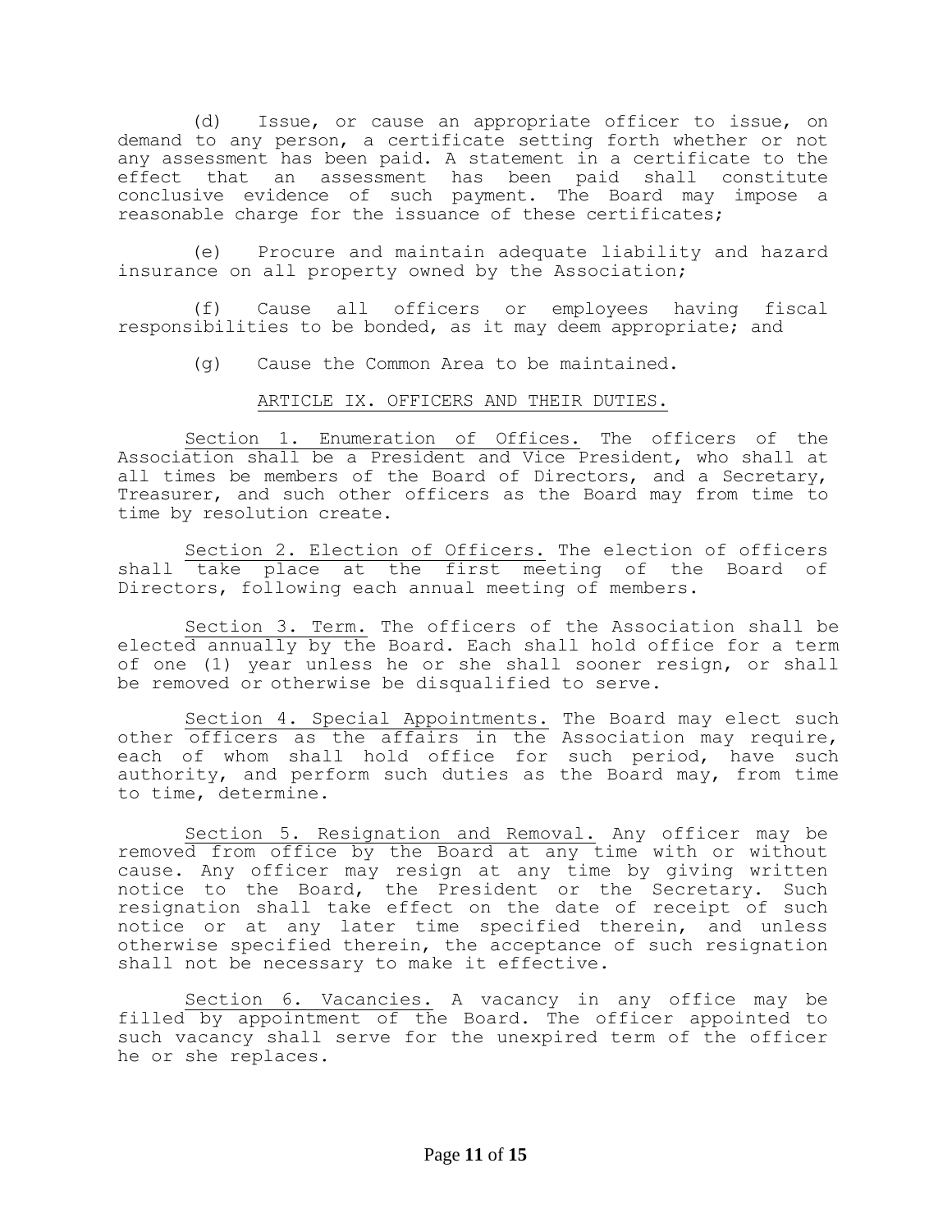(d) Issue, or cause an appropriate officer to issue, on demand to any person, a certificate setting forth whether or not any assessment has been paid. A statement in a certificate to the effect that an assessment has been paid shall constitute conclusive evidence of such payment. The Board may impose a reasonable charge for the issuance of these certificates;

(e) Procure and maintain adequate liability and hazard insurance on all property owned by the Association;

(f) Cause all officers or employees having fiscal responsibilities to be bonded, as it may deem appropriate; and

(g) Cause the Common Area to be maintained.

## ARTICLE IX. OFFICERS AND THEIR DUTIES.

Section 1. Enumeration of Offices. The officers of the Association shall be a President and Vice President, who shall at all times be members of the Board of Directors, and a Secretary, Treasurer, and such other officers as the Board may from time to time by resolution create.

Section 2. Election of Officers. The election of officers shall take place at the first meeting of the Board of Directors, following each annual meeting of members.

Section 3. Term. The officers of the Association shall be elected annually by the Board. Each shall hold office for a term of one (1) year unless he or she shall sooner resign, or shall be removed or otherwise be disqualified to serve.

Section 4. Special Appointments. The Board may elect such other officers as the affairs in the Association may require, each of whom shall hold office for such period, have such authority, and perform such duties as the Board may, from time to time, determine.

Section 5. Resignation and Removal. Any officer may be removed from office by the Board at any time with or without cause. Any officer may resign at any time by giving written notice to the Board, the President or the Secretary. Such resignation shall take effect on the date of receipt of such notice or at any later time specified therein, and unless otherwise specified therein, the acceptance of such resignation shall not be necessary to make it effective.

Section 6. Vacancies. A vacancy in any office may be filled by appointment of the Board. The officer appointed to such vacancy shall serve for the unexpired term of the officer he or she replaces.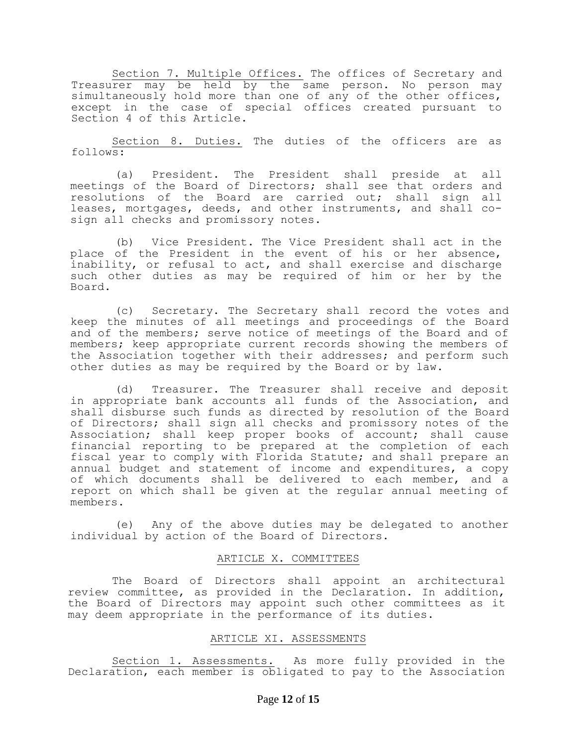Section 7. Multiple Offices. The offices of Secretary and Treasurer may be held by the same person. No person may simultaneously hold more than one of any of the other offices, except in the case of special offices created pursuant to Section 4 of this Article.

Section 8. Duties. The duties of the officers are as follows:

(a) President. The President shall preside at all meetings of the Board of Directors; shall see that orders and resolutions of the Board are carried out; shall sign all leases, mortgages, deeds, and other instruments, and shall co-sign all checks and promissory notes.

(b) Vice President. The Vice President shall act in the place of the President in the event of his or her absence, inability, or refusal to act, and shall exercise and discharge such other duties as may be required of him or her by the Board.

(c) Secretary. The Secretary shall record the votes and keep the minutes of all meetings and proceedings of the Board and of the members; serve notice of meetings of the Board and of members; keep appropriate current records showing the members of the Association together with their addresses; and perform such other duties as may be required by the Board or by law.

(d) Treasurer. The Treasurer shall receive and deposit in appropriate bank accounts all funds of the Association, and shall disburse such funds as directed by resolution of the Board of Directors; shall sign all checks and promissory notes of the Association; shall keep proper books of account; shall cause financial reporting to be prepared at the completion of each fiscal year to comply with Florida Statute; and shall prepare an annual budget and statement of income and expenditures, a copy of which documents shall be delivered to each member, and a report on which shall be given at the regular annual meeting of members.

(e) Any of the above duties may be delegated to another individual by action of the Board of Directors.

## ARTICLE X. COMMITTEES

The Board of Directors shall appoint an architectural review committee, as provided in the Declaration. In addition, the Board of Directors may appoint such other committees as it may deem appropriate in the performance of its duties.

## ARTICLE XI. ASSESSMENTS

Section 1. Assessments. As more fully provided in the Declaration, each member is obligated to pay to the Association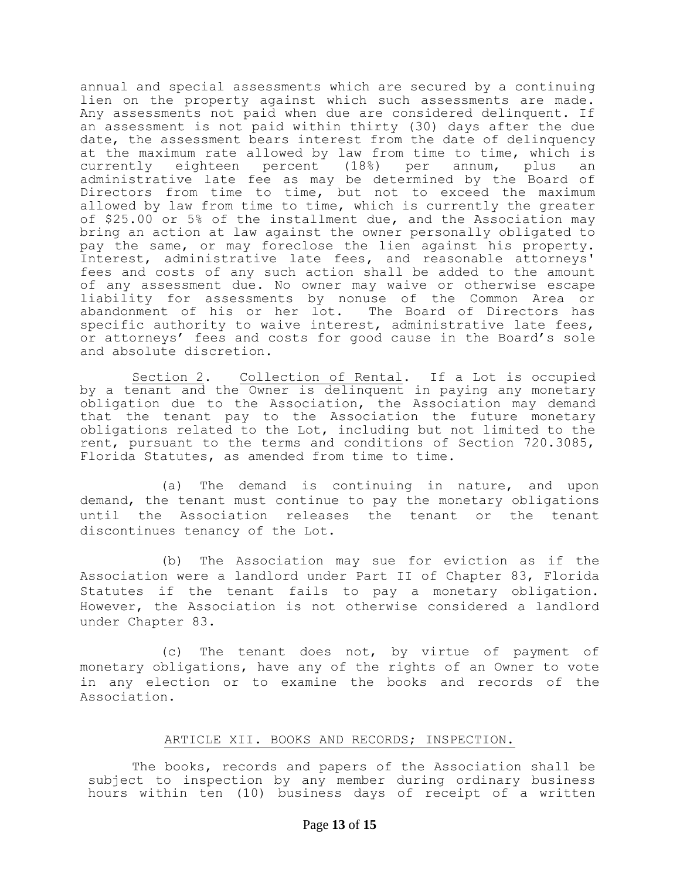annual and special assessments which are secured by a continuing lien on the property against which such assessments are made. Any assessments not paid when due are considered delinquent. If an assessment is not paid within thirty (30) days after the due date, the assessment bears interest from the date of delinquency at the maximum rate allowed by law from time to time, which is currently eighteen percent (18%) per annum, plus an administrative late fee as may be determined by the Board of Directors from time to time, but not to exceed the maximum allowed by law from time to time, which is currently the greater of $25.00 or 5% of the installment due, and the Association may bring an action at law against the owner personally obligated to pay the same, or may foreclose the lien against his property. Interest, administrative late fees, and reasonable attorneys' fees and costs of any such action shall be added to the amount of any assessment due. No owner may waive or otherwise escape liability for assessments by nonuse of the Common Area or abandonment of his or her lot. The Board of Directors has specific authority to waive interest, administrative late fees, or attorneys' fees and costs for good cause in the Board's sole and absolute discretion.

<u>Section 2</u>. <u>Collection of Rental</u>. If a Lot is occupied by a tenant and the Owner is delinquent in paying any monetary obligation due to the Association, the Association may demand that the tenant pay to the Association the future monetary obligations related to the Lot, including but not limited to the rent, pursuant to the terms and conditions of Section 720.3085, Florida Statutes, as amended from time to time.

(a) The demand is continuing in nature, and upon demand, the tenant must continue to pay the monetary obligations until the Association releases the tenant or the tenant discontinues tenancy of the Lot.

(b) The Association may sue for eviction as if the Association were a landlord under Part II of Chapter 83, Florida Statutes if the tenant fails to pay a monetary obligation. However, the Association is not otherwise considered a landlord under Chapter 83.

(c) The tenant does not, by virtue of payment of monetary obligations, have any of the rights of an Owner to vote in any election or to examine the books and records of the Association.

## <u>ARTICLE XII. BOOKS AND RECORDS; INSPECTION.</u>

The books, records and papers of the Association shall be subject to inspection by any member during ordinary business hours within ten (10) business days of receipt of a written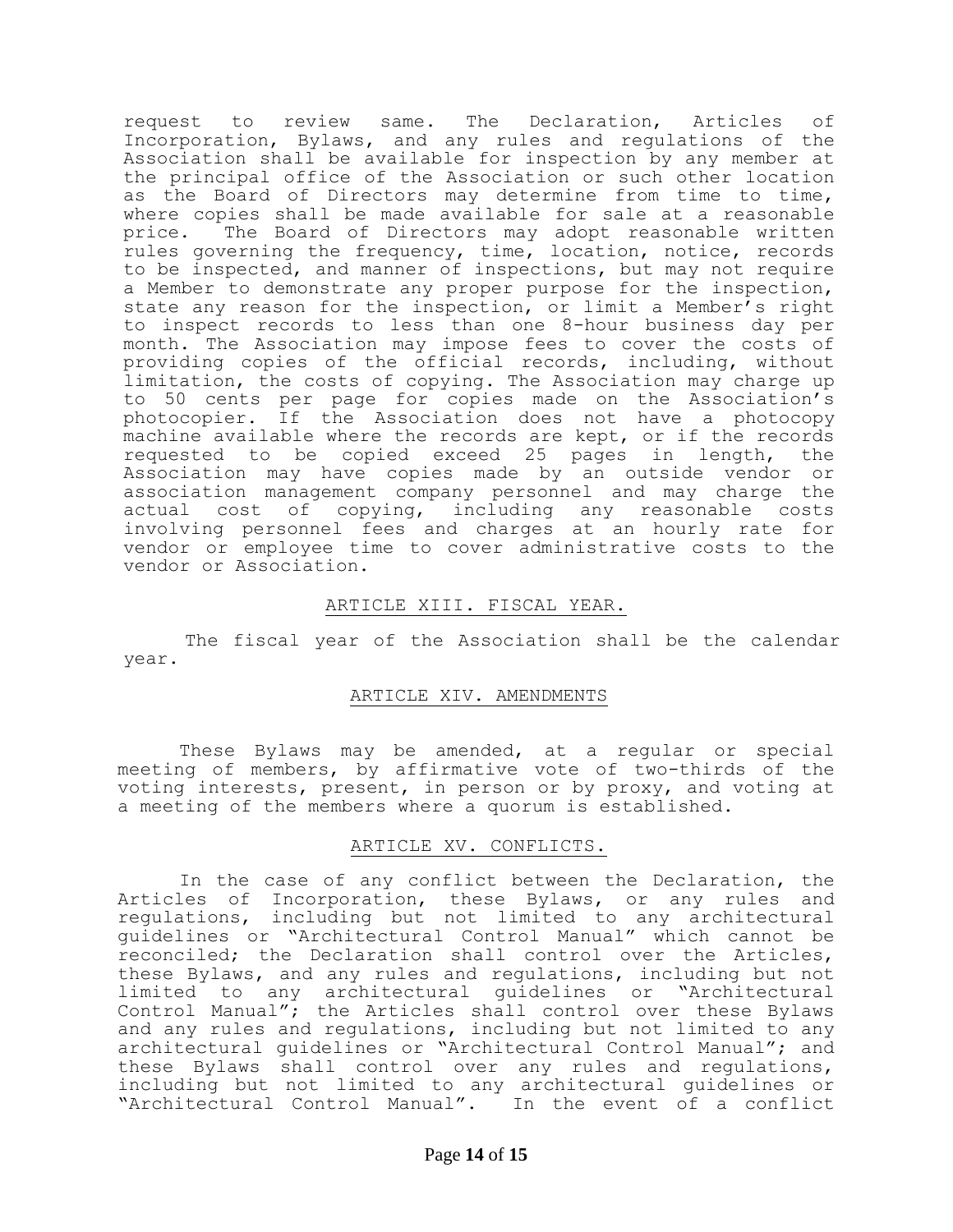request to review same. The Declaration, Articles of Incorporation, Bylaws, and any rules and regulations of the Association shall be available for inspection by any member at the principal office of the Association or such other location as the Board of Directors may determine from time to time, where copies shall be made available for sale at a reasonable price. The Board of Directors may adopt reasonable written rules governing the frequency, time, location, notice, records to be inspected, and manner of inspections, but may not require a Member to demonstrate any proper purpose for the inspection, state any reason for the inspection, or limit a Member's right to inspect records to less than one 8-hour business day per month. The Association may impose fees to cover the costs of providing copies of the official records, including, without limitation, the costs of copying. The Association may charge up to 50 cents per page for copies made on the Association's photocopier. If the Association does not have a photocopy machine available where the records are kept, or if the records requested to be copied exceed 25 pages in length, the Association may have copies made by an outside vendor or association management company personnel and may charge the actual cost of copying, including any reasonable costs involving personnel fees and charges at an hourly rate for vendor or employee time to cover administrative costs to the vendor or Association.

## ARTICLE XIII. FISCAL YEAR.

The fiscal year of the Association shall be the calendar year.

## ARTICLE XIV. AMENDMENTS

These Bylaws may be amended, at a regular or special meeting of members, by affirmative vote of two-thirds of the voting interests, present, in person or by proxy, and voting at a meeting of the members where a quorum is established.

## ARTICLE XV. CONFLICTS.

In the case of any conflict between the Declaration, the Articles of Incorporation, these Bylaws, or any rules and regulations, including but not limited to any architectural guidelines or "Architectural Control Manual" which cannot be reconciled; the Declaration shall control over the Articles, these Bylaws, and any rules and regulations, including but not limited to any architectural guidelines or "Architectural Control Manual"; the Articles shall control over these Bylaws and any rules and regulations, including but not limited to any architectural guidelines or "Architectural Control Manual"; and these Bylaws shall control over any rules and regulations, including but not limited to any architectural guidelines or "Architectural Control Manual". In the event of a conflict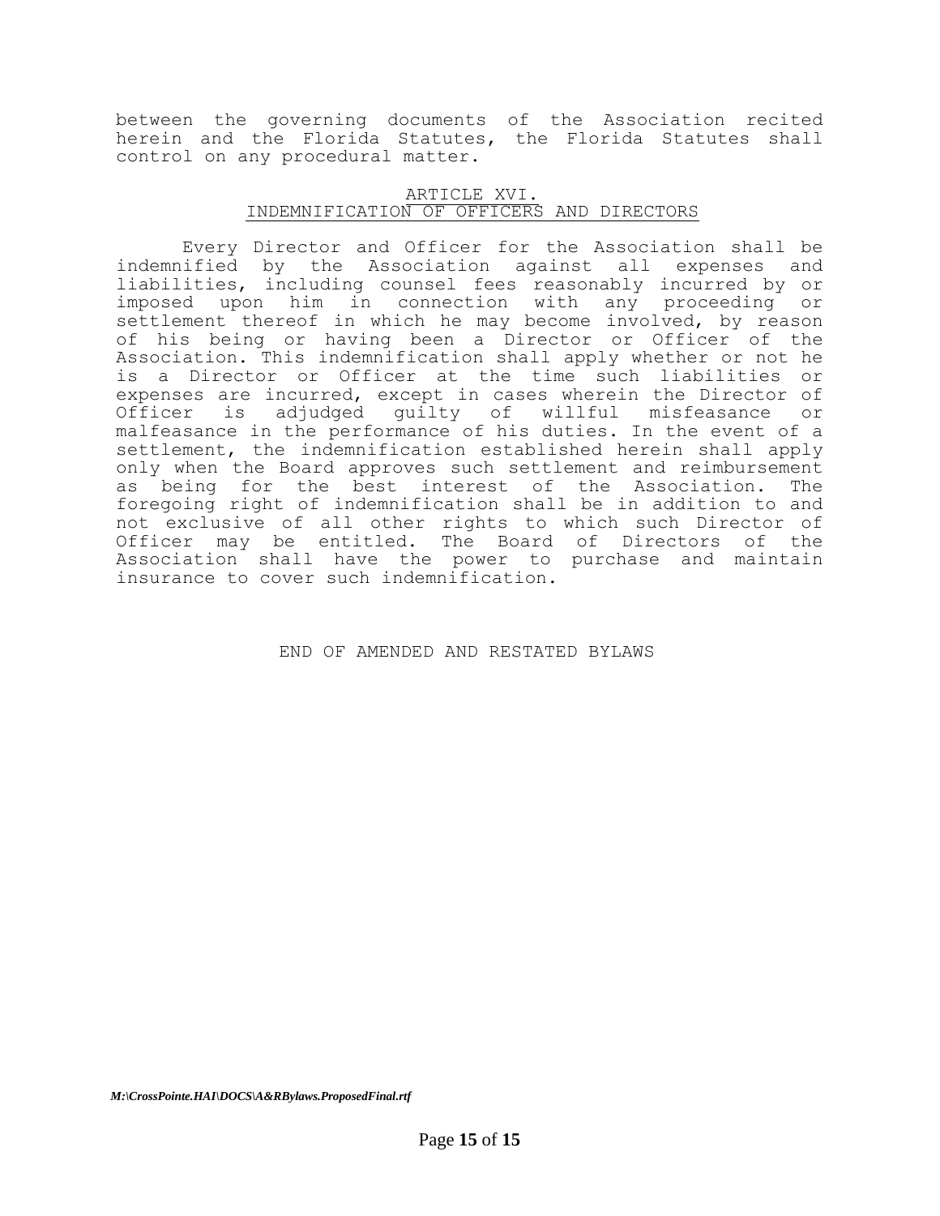between the governing documents of the Association recited herein and the Florida Statutes, the Florida Statutes shall control on any procedural matter.

## ARTICLE XVI.
## INDEMNIFICATION OF OFFICERS AND DIRECTORS

Every Director and Officer for the Association shall be indemnified by the Association against all expenses and liabilities, including counsel fees reasonably incurred by or imposed upon him in connection with any proceeding or settlement thereof in which he may become involved, by reason of his being or having been a Director or Officer of the Association. This indemnification shall apply whether or not he is a Director or Officer at the time such liabilities or expenses are incurred, except in cases wherein the Director of Officer is adjudged guilty of willful misfeasance or malfeasance in the performance of his duties. In the event of a settlement, the indemnification established herein shall apply only when the Board approves such settlement and reimbursement as being for the best interest of the Association. The foregoing right of indemnification shall be in addition to and not exclusive of all other rights to which such Director of Officer may be entitled. The Board of Directors of the Association shall have the power to purchase and maintain insurance to cover such indemnification.

END OF AMENDED AND RESTATED BYLAWS

*M:\CrossPointe.HAI\DOCS\A&RBylaws.ProposedFinal.rtf*